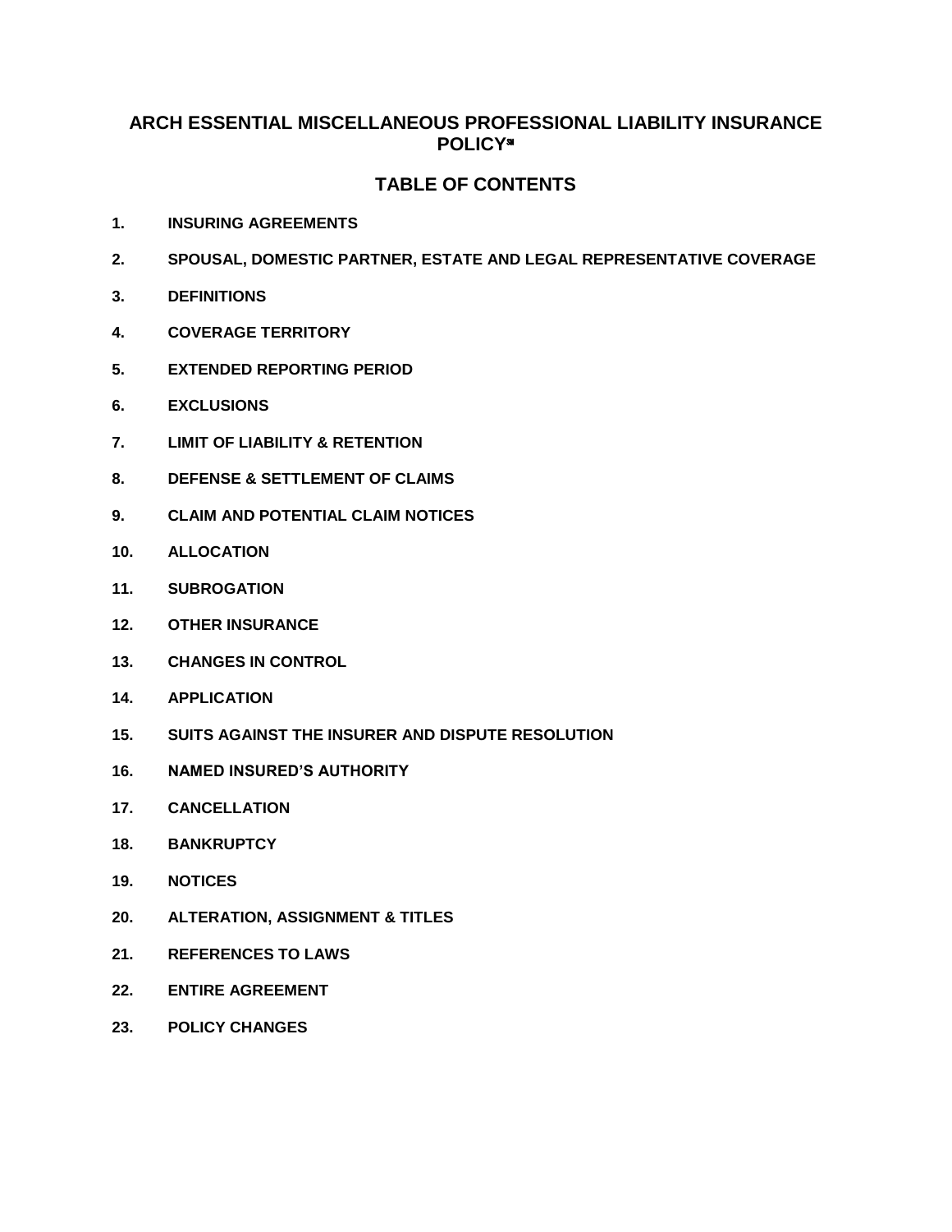# ARCH ESSENTIAL MISCELLANEOUS PROFESSIONAL LIABILITY INSURANCE POLICY℠

## TABLE OF CONTENTS

1. **INSURING AGREEMENTS**
2. **SPOUSAL, DOMESTIC PARTNER, ESTATE AND LEGAL REPRESENTATIVE COVERAGE**
3. **DEFINITIONS**
4. **COVERAGE TERRITORY**
5. **EXTENDED REPORTING PERIOD**
6. **EXCLUSIONS**
7. **LIMIT OF LIABILITY & RETENTION**
8. **DEFENSE & SETTLEMENT OF CLAIMS**
9. **CLAIM AND POTENTIAL CLAIM NOTICES**
10. **ALLOCATION**
11. **SUBROGATION**
12. **OTHER INSURANCE**
13. **CHANGES IN CONTROL**
14. **APPLICATION**
15. **SUITS AGAINST THE INSURER AND DISPUTE RESOLUTION**
16. **NAMED INSURED'S AUTHORITY**
17. **CANCELLATION**
18. **BANKRUPTCY**
19. **NOTICES**
20. **ALTERATION, ASSIGNMENT & TITLES**
21. **REFERENCES TO LAWS**
22. **ENTIRE AGREEMENT**
23. **POLICY CHANGES**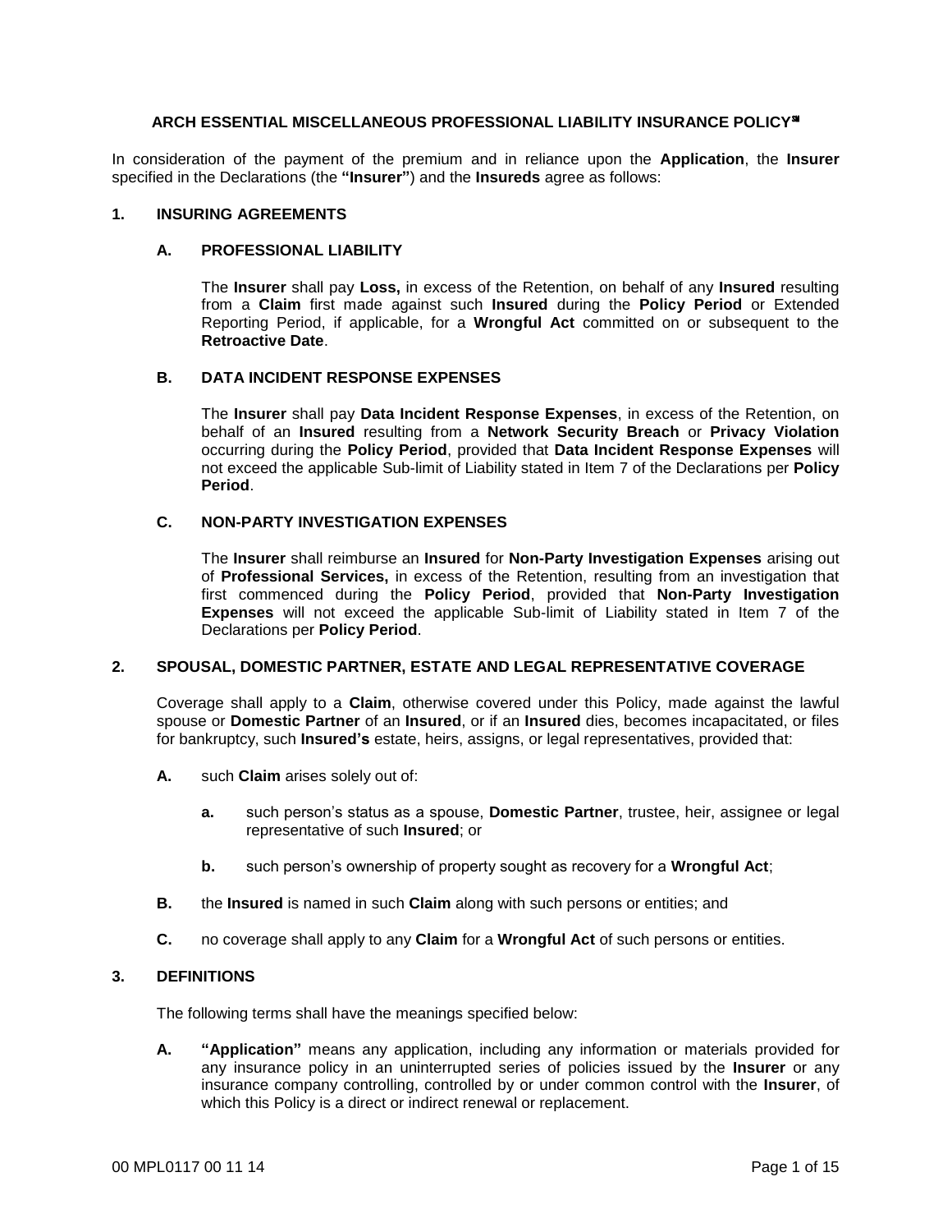# ARCH ESSENTIAL MISCELLANEOUS PROFESSIONAL LIABILITY INSURANCE POLICY℠

In consideration of the payment of the premium and in reliance upon the **Application**, the **Insurer** specified in the Declarations (the **"Insurer"**) and the **Insureds** agree as follows:

## 1. INSURING AGREEMENTS

### A. PROFESSIONAL LIABILITY

The **Insurer** shall pay **Loss,** in excess of the Retention, on behalf of any **Insured** resulting from a **Claim** first made against such **Insured** during the **Policy Period** or Extended Reporting Period, if applicable, for a **Wrongful Act** committed on or subsequent to the **Retroactive Date**.

### B. DATA INCIDENT RESPONSE EXPENSES

The **Insurer** shall pay **Data Incident Response Expenses**, in excess of the Retention, on behalf of an **Insured** resulting from a **Network Security Breach** or **Privacy Violation** occurring during the **Policy Period**, provided that **Data Incident Response Expenses** will not exceed the applicable Sub-limit of Liability stated in Item 7 of the Declarations per **Policy Period**.

### C. NON-PARTY INVESTIGATION EXPENSES

The **Insurer** shall reimburse an **Insured** for **Non-Party Investigation Expenses** arising out of **Professional Services,** in excess of the Retention, resulting from an investigation that first commenced during the **Policy Period**, provided that **Non-Party Investigation Expenses** will not exceed the applicable Sub-limit of Liability stated in Item 7 of the Declarations per **Policy Period**.

## 2. SPOUSAL, DOMESTIC PARTNER, ESTATE AND LEGAL REPRESENTATIVE COVERAGE

Coverage shall apply to a **Claim**, otherwise covered under this Policy, made against the lawful spouse or **Domestic Partner** of an **Insured**, or if an **Insured** dies, becomes incapacitated, or files for bankruptcy, such **Insured's** estate, heirs, assigns, or legal representatives, provided that:

- **A.** such **Claim** arises solely out of:
  - **a.** such person's status as a spouse, **Domestic Partner**, trustee, heir, assignee or legal representative of such **Insured**; or
  - **b.** such person's ownership of property sought as recovery for a **Wrongful Act**;
- **B.** the **Insured** is named in such **Claim** along with such persons or entities; and
- **C.** no coverage shall apply to any **Claim** for a **Wrongful Act** of such persons or entities.

## 3. DEFINITIONS

The following terms shall have the meanings specified below:

- **A.** **"Application"** means any application, including any information or materials provided for any insurance policy in an uninterrupted series of policies issued by the **Insurer** or any insurance company controlling, controlled by or under common control with the **Insurer**, of which this Policy is a direct or indirect renewal or replacement.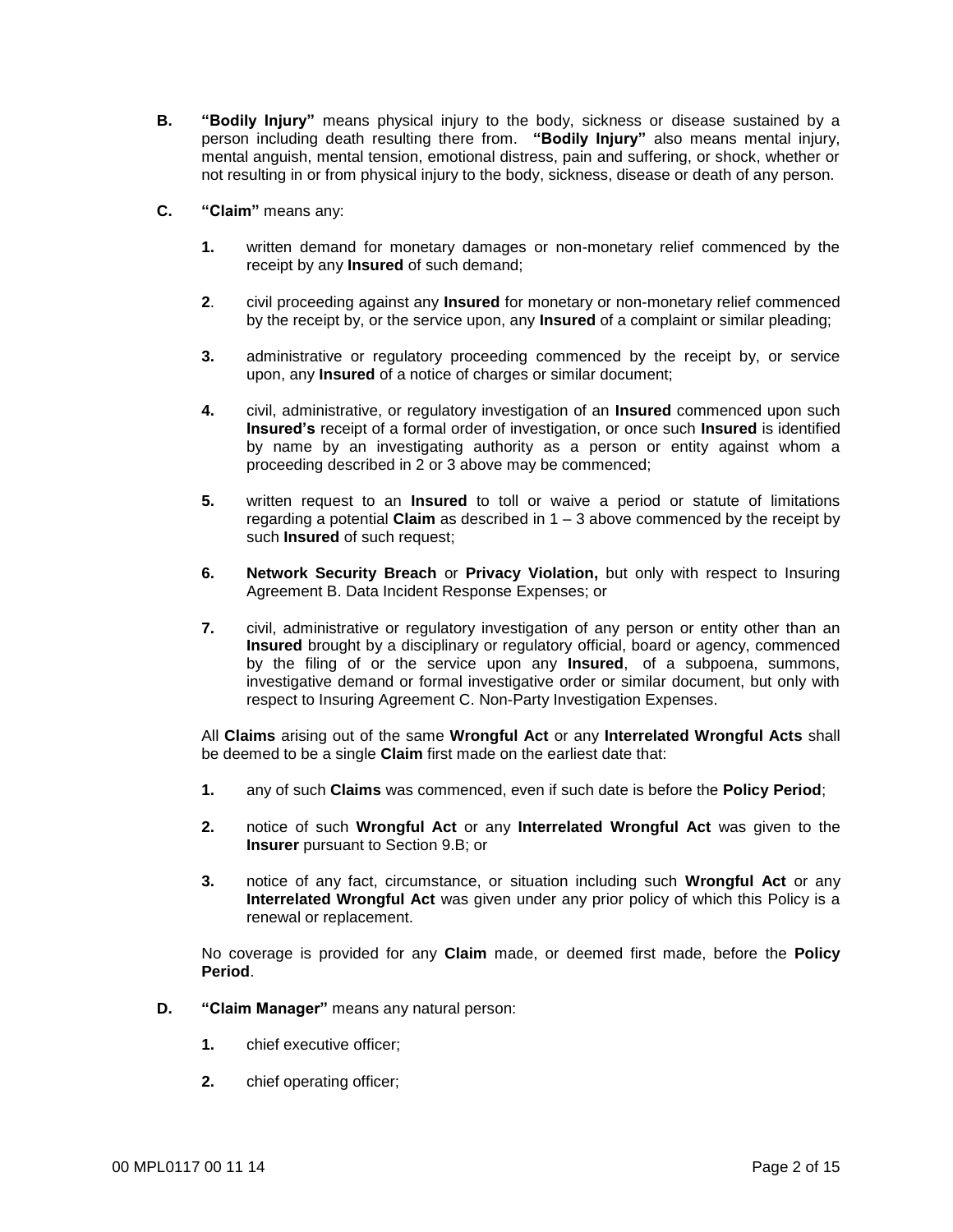**B.** **"Bodily Injury"** means physical injury to the body, sickness or disease sustained by a person including death resulting there from. **"Bodily Injury"** also means mental injury, mental anguish, mental tension, emotional distress, pain and suffering, or shock, whether or not resulting in or from physical injury to the body, sickness, disease or death of any person.

**C.** **"Claim"** means any:

**1.** written demand for monetary damages or non-monetary relief commenced by the receipt by any **Insured** of such demand;

**2**. civil proceeding against any **Insured** for monetary or non-monetary relief commenced by the receipt by, or the service upon, any **Insured** of a complaint or similar pleading;

**3.** administrative or regulatory proceeding commenced by the receipt by, or service upon, any **Insured** of a notice of charges or similar document;

**4.** civil, administrative, or regulatory investigation of an **Insured** commenced upon such **Insured's** receipt of a formal order of investigation, or once such **Insured** is identified by name by an investigating authority as a person or entity against whom a proceeding described in 2 or 3 above may be commenced;

**5.** written request to an **Insured** to toll or waive a period or statute of limitations regarding a potential **Claim** as described in 1 – 3 above commenced by the receipt by such **Insured** of such request;

**6.** **Network Security Breach** or **Privacy Violation,** but only with respect to Insuring Agreement B. Data Incident Response Expenses; or

**7.** civil, administrative or regulatory investigation of any person or entity other than an **Insured** brought by a disciplinary or regulatory official, board or agency, commenced by the filing of or the service upon any **Insured**, of a subpoena, summons, investigative demand or formal investigative order or similar document, but only with respect to Insuring Agreement C. Non-Party Investigation Expenses.

All **Claims** arising out of the same **Wrongful Act** or any **Interrelated Wrongful Acts** shall be deemed to be a single **Claim** first made on the earliest date that:

**1.** any of such **Claims** was commenced, even if such date is before the **Policy Period**;

**2.** notice of such **Wrongful Act** or any **Interrelated Wrongful Act** was given to the **Insurer** pursuant to Section 9.B; or

**3.** notice of any fact, circumstance, or situation including such **Wrongful Act** or any **Interrelated Wrongful Act** was given under any prior policy of which this Policy is a renewal or replacement.

No coverage is provided for any **Claim** made, or deemed first made, before the **Policy Period**.

**D.** **"Claim Manager"** means any natural person:

**1.** chief executive officer;

**2.** chief operating officer;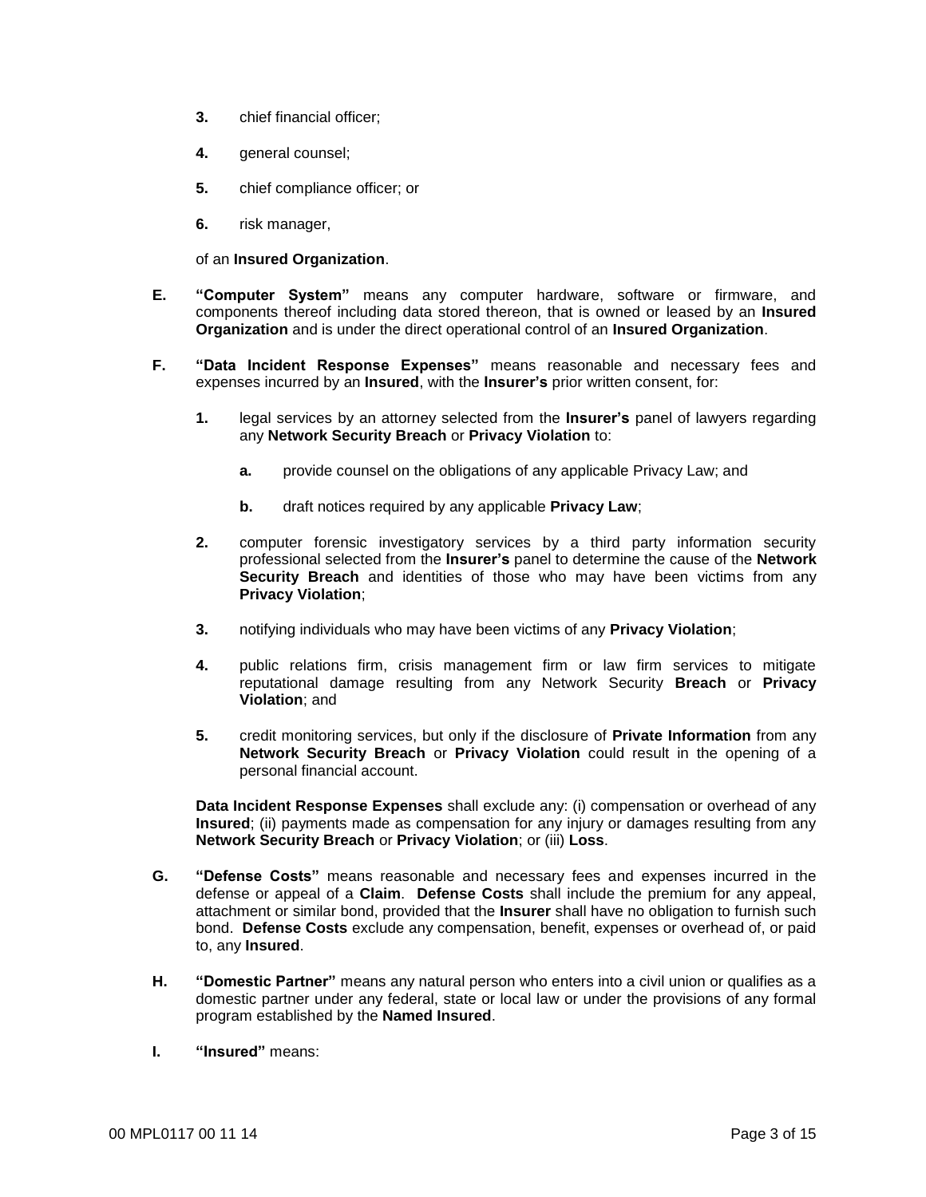3. chief financial officer;

4. general counsel;

5. chief compliance officer; or

6. risk manager,

of an **Insured Organization**.

**E.** **"Computer System"** means any computer hardware, software or firmware, and components thereof including data stored thereon, that is owned or leased by an **Insured Organization** and is under the direct operational control of an **Insured Organization**.

**F.** **"Data Incident Response Expenses"** means reasonable and necessary fees and expenses incurred by an **Insured**, with the **Insurer's** prior written consent, for:

**1.** legal services by an attorney selected from the **Insurer's** panel of lawyers regarding any **Network Security Breach** or **Privacy Violation** to:

**a.** provide counsel on the obligations of any applicable Privacy Law; and

**b.** draft notices required by any applicable **Privacy Law**;

**2.** computer forensic investigatory services by a third party information security professional selected from the **Insurer's** panel to determine the cause of the **Network Security Breach** and identities of those who may have been victims from any **Privacy Violation**;

**3.** notifying individuals who may have been victims of any **Privacy Violation**;

**4.** public relations firm, crisis management firm or law firm services to mitigate reputational damage resulting from any Network Security **Breach** or **Privacy Violation**; and

**5.** credit monitoring services, but only if the disclosure of **Private Information** from any **Network Security Breach** or **Privacy Violation** could result in the opening of a personal financial account.

**Data Incident Response Expenses** shall exclude any: (i) compensation or overhead of any **Insured**; (ii) payments made as compensation for any injury or damages resulting from any **Network Security Breach** or **Privacy Violation**; or (iii) **Loss**.

**G.** **"Defense Costs"** means reasonable and necessary fees and expenses incurred in the defense or appeal of a **Claim**. **Defense Costs** shall include the premium for any appeal, attachment or similar bond, provided that the **Insurer** shall have no obligation to furnish such bond. **Defense Costs** exclude any compensation, benefit, expenses or overhead of, or paid to, any **Insured**.

**H.** **"Domestic Partner"** means any natural person who enters into a civil union or qualifies as a domestic partner under any federal, state or local law or under the provisions of any formal program established by the **Named Insured**.

**I.** **"Insured"** means: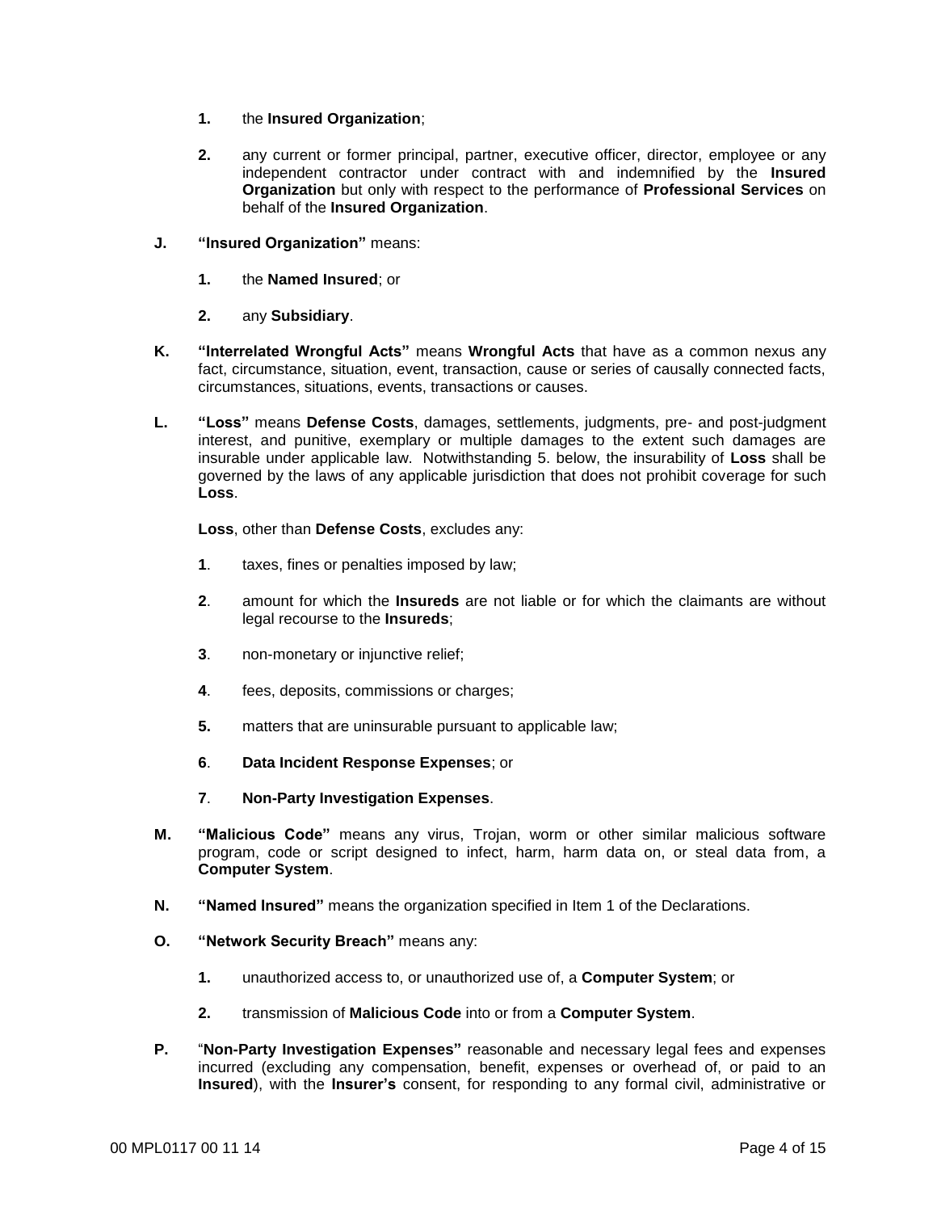**1.** the **Insured Organization**;

**2.** any current or former principal, partner, executive officer, director, employee or any independent contractor under contract with and indemnified by the **Insured Organization** but only with respect to the performance of **Professional Services** on behalf of the **Insured Organization**.

**J.** **"Insured Organization"** means:

**1.** the **Named Insured**; or

**2.** any **Subsidiary**.

**K.** **"Interrelated Wrongful Acts"** means **Wrongful Acts** that have as a common nexus any fact, circumstance, situation, event, transaction, cause or series of causally connected facts, circumstances, situations, events, transactions or causes.

**L.** **"Loss"** means **Defense Costs**, damages, settlements, judgments, pre- and post-judgment interest, and punitive, exemplary or multiple damages to the extent such damages are insurable under applicable law. Notwithstanding 5. below, the insurability of **Loss** shall be governed by the laws of any applicable jurisdiction that does not prohibit coverage for such **Loss**.

**Loss**, other than **Defense Costs**, excludes any:

**1**. taxes, fines or penalties imposed by law;

**2**. amount for which the **Insureds** are not liable or for which the claimants are without legal recourse to the **Insureds**;

**3**. non-monetary or injunctive relief;

**4**. fees, deposits, commissions or charges;

**5.** matters that are uninsurable pursuant to applicable law;

**6**. **Data Incident Response Expenses**; or

**7**. **Non-Party Investigation Expenses**.

**M.** **"Malicious Code"** means any virus, Trojan, worm or other similar malicious software program, code or script designed to infect, harm, harm data on, or steal data from, a **Computer System**.

**N.** **"Named Insured"** means the organization specified in Item 1 of the Declarations.

**O.** **"Network Security Breach"** means any:

**1.** unauthorized access to, or unauthorized use of, a **Computer System**; or

**2.** transmission of **Malicious Code** into or from a **Computer System**.

**P.** "**Non-Party Investigation Expenses"** reasonable and necessary legal fees and expenses incurred (excluding any compensation, benefit, expenses or overhead of, or paid to an **Insured**), with the **Insurer's** consent, for responding to any formal civil, administrative or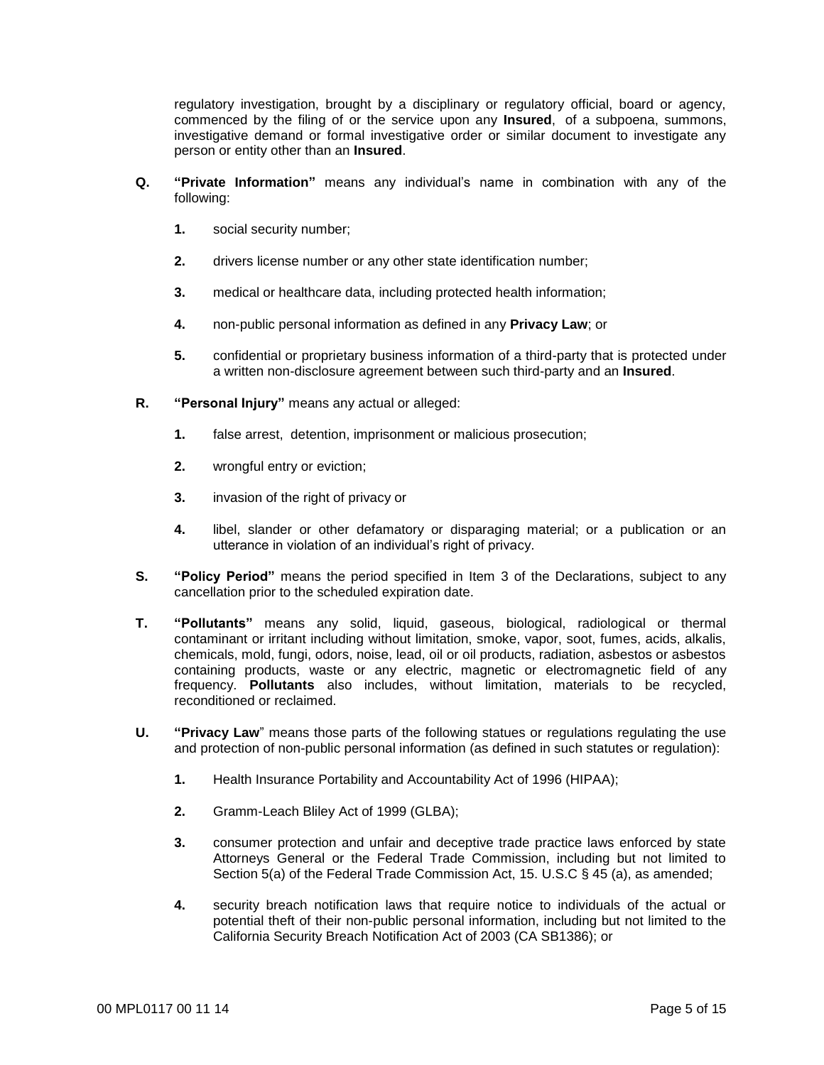regulatory investigation, brought by a disciplinary or regulatory official, board or agency, commenced by the filing of or the service upon any **Insured**, of a subpoena, summons, investigative demand or formal investigative order or similar document to investigate any person or entity other than an **Insured**.

**Q.** **"Private Information"** means any individual's name in combination with any of the following:

**1.** social security number;

**2.** drivers license number or any other state identification number;

**3.** medical or healthcare data, including protected health information;

**4.** non-public personal information as defined in any **Privacy Law**; or

**5.** confidential or proprietary business information of a third-party that is protected under a written non-disclosure agreement between such third-party and an **Insured**.

**R.** **"Personal Injury"** means any actual or alleged:

**1.** false arrest, detention, imprisonment or malicious prosecution;

**2.** wrongful entry or eviction;

**3.** invasion of the right of privacy or

**4.** libel, slander or other defamatory or disparaging material; or a publication or an utterance in violation of an individual's right of privacy.

**S.** **"Policy Period"** means the period specified in Item 3 of the Declarations, subject to any cancellation prior to the scheduled expiration date.

**T.** **"Pollutants"** means any solid, liquid, gaseous, biological, radiological or thermal contaminant or irritant including without limitation, smoke, vapor, soot, fumes, acids, alkalis, chemicals, mold, fungi, odors, noise, lead, oil or oil products, radiation, asbestos or asbestos containing products, waste or any electric, magnetic or electromagnetic field of any frequency. **Pollutants** also includes, without limitation, materials to be recycled, reconditioned or reclaimed.

**U.** **"Privacy Law"** means those parts of the following statues or regulations regulating the use and protection of non-public personal information (as defined in such statutes or regulation):

**1.** Health Insurance Portability and Accountability Act of 1996 (HIPAA);

**2.** Gramm-Leach Bliley Act of 1999 (GLBA);

**3.** consumer protection and unfair and deceptive trade practice laws enforced by state Attorneys General or the Federal Trade Commission, including but not limited to Section 5(a) of the Federal Trade Commission Act, 15. U.S.C § 45 (a), as amended;

**4.** security breach notification laws that require notice to individuals of the actual or potential theft of their non-public personal information, including but not limited to the California Security Breach Notification Act of 2003 (CA SB1386); or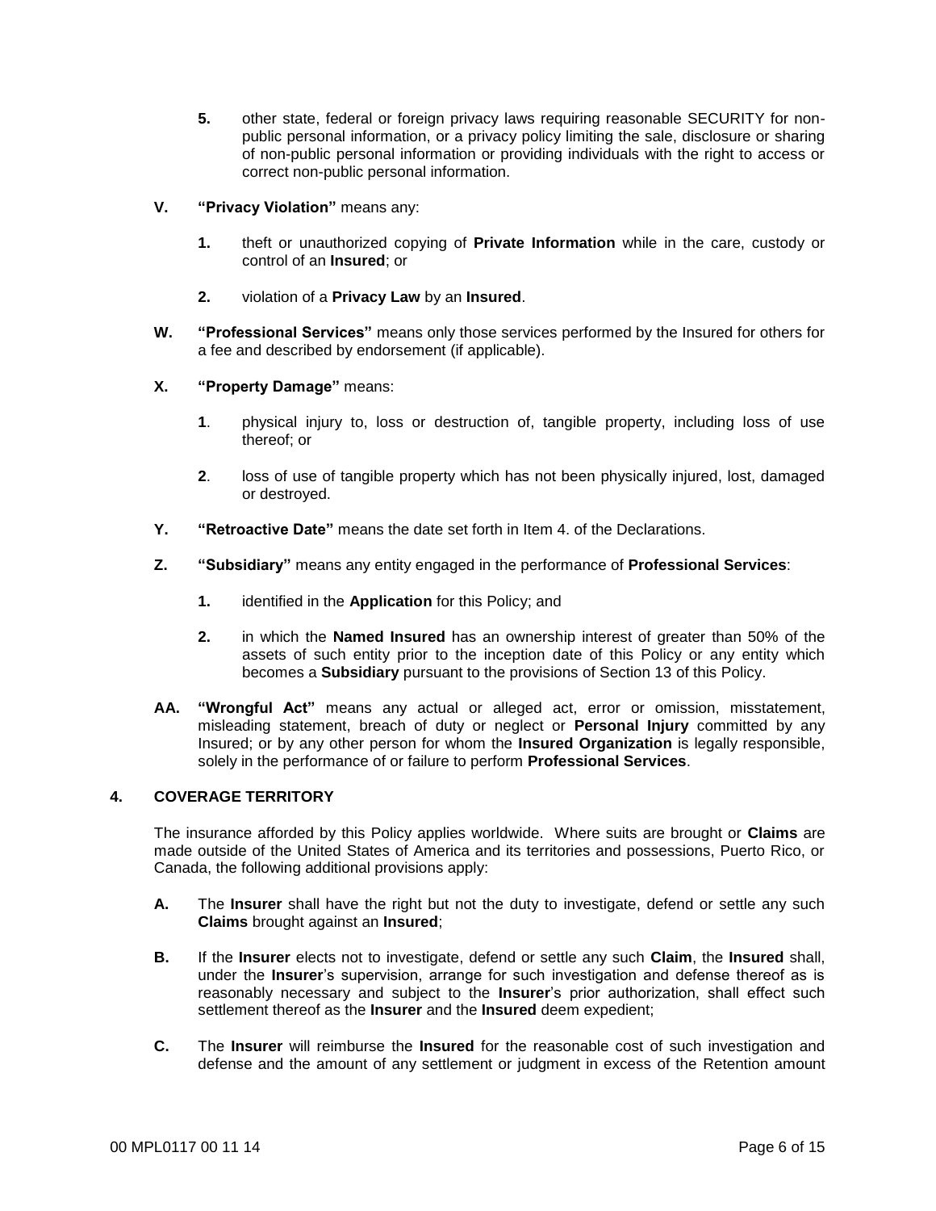**5.** other state, federal or foreign privacy laws requiring reasonable SECURITY for non-public personal information, or a privacy policy limiting the sale, disclosure or sharing of non-public personal information or providing individuals with the right to access or correct non-public personal information.

**V. "Privacy Violation"** means any:

**1.** theft or unauthorized copying of **Private Information** while in the care, custody or control of an **Insured**; or

**2.** violation of a **Privacy Law** by an **Insured**.

**W. "Professional Services"** means only those services performed by the Insured for others for a fee and described by endorsement (if applicable).

**X. "Property Damage"** means:

**1**. physical injury to, loss or destruction of, tangible property, including loss of use thereof; or

**2**. loss of use of tangible property which has not been physically injured, lost, damaged or destroyed.

**Y. "Retroactive Date"** means the date set forth in Item 4. of the Declarations.

**Z. "Subsidiary"** means any entity engaged in the performance of **Professional Services**:

**1.** identified in the **Application** for this Policy; and

**2.** in which the **Named Insured** has an ownership interest of greater than 50% of the assets of such entity prior to the inception date of this Policy or any entity which becomes a **Subsidiary** pursuant to the provisions of Section 13 of this Policy.

**AA. "Wrongful Act"** means any actual or alleged act, error or omission, misstatement, misleading statement, breach of duty or neglect or **Personal Injury** committed by any Insured; or by any other person for whom the **Insured Organization** is legally responsible, solely in the performance of or failure to perform **Professional Services**.

## 4. COVERAGE TERRITORY

The insurance afforded by this Policy applies worldwide. Where suits are brought or **Claims** are made outside of the United States of America and its territories and possessions, Puerto Rico, or Canada, the following additional provisions apply:

**A.** The **Insurer** shall have the right but not the duty to investigate, defend or settle any such **Claims** brought against an **Insured**;

**B.** If the **Insurer** elects not to investigate, defend or settle any such **Claim**, the **Insured** shall, under the **Insurer**'s supervision, arrange for such investigation and defense thereof as is reasonably necessary and subject to the **Insurer**'s prior authorization, shall effect such settlement thereof as the **Insurer** and the **Insured** deem expedient;

**C.** The **Insurer** will reimburse the **Insured** for the reasonable cost of such investigation and defense and the amount of any settlement or judgment in excess of the Retention amount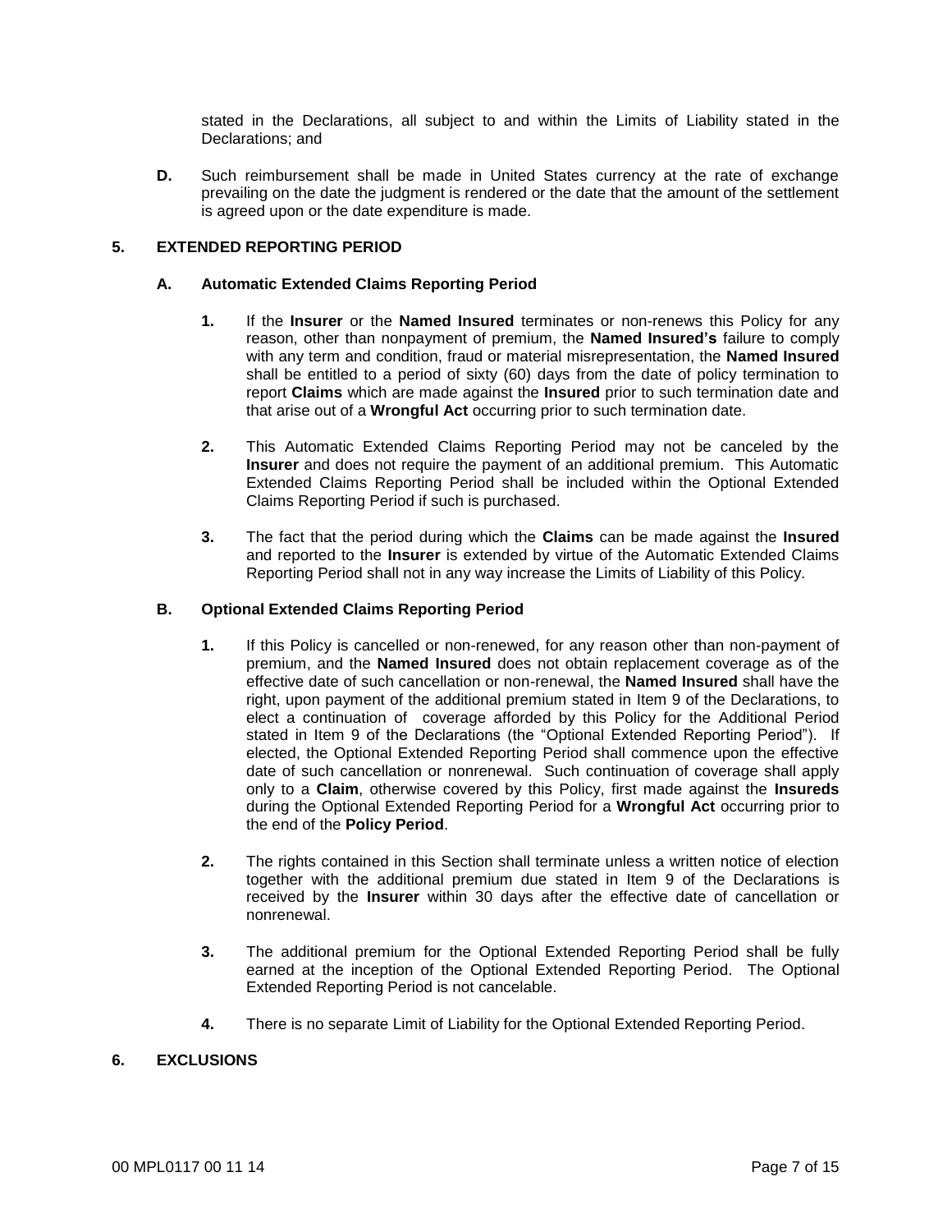stated in the Declarations, all subject to and within the Limits of Liability stated in the Declarations; and

**D.** Such reimbursement shall be made in United States currency at the rate of exchange prevailing on the date the judgment is rendered or the date that the amount of the settlement is agreed upon or the date expenditure is made.

## 5. EXTENDED REPORTING PERIOD

### A. Automatic Extended Claims Reporting Period

**1.** If the **Insurer** or the **Named Insured** terminates or non-renews this Policy for any reason, other than nonpayment of premium, the **Named Insured's** failure to comply with any term and condition, fraud or material misrepresentation, the **Named Insured** shall be entitled to a period of sixty (60) days from the date of policy termination to report **Claims** which are made against the **Insured** prior to such termination date and that arise out of a **Wrongful Act** occurring prior to such termination date.

**2.** This Automatic Extended Claims Reporting Period may not be canceled by the **Insurer** and does not require the payment of an additional premium. This Automatic Extended Claims Reporting Period shall be included within the Optional Extended Claims Reporting Period if such is purchased.

**3.** The fact that the period during which the **Claims** can be made against the **Insured** and reported to the **Insurer** is extended by virtue of the Automatic Extended Claims Reporting Period shall not in any way increase the Limits of Liability of this Policy.

### B. Optional Extended Claims Reporting Period

**1.** If this Policy is cancelled or non-renewed, for any reason other than non-payment of premium, and the **Named Insured** does not obtain replacement coverage as of the effective date of such cancellation or non-renewal, the **Named Insured** shall have the right, upon payment of the additional premium stated in Item 9 of the Declarations, to elect a continuation of coverage afforded by this Policy for the Additional Period stated in Item 9 of the Declarations (the "Optional Extended Reporting Period"). If elected, the Optional Extended Reporting Period shall commence upon the effective date of such cancellation or nonrenewal. Such continuation of coverage shall apply only to a **Claim**, otherwise covered by this Policy, first made against the **Insureds** during the Optional Extended Reporting Period for a **Wrongful Act** occurring prior to the end of the **Policy Period**.

**2.** The rights contained in this Section shall terminate unless a written notice of election together with the additional premium due stated in Item 9 of the Declarations is received by the **Insurer** within 30 days after the effective date of cancellation or nonrenewal.

**3.** The additional premium for the Optional Extended Reporting Period shall be fully earned at the inception of the Optional Extended Reporting Period. The Optional Extended Reporting Period is not cancelable.

**4.** There is no separate Limit of Liability for the Optional Extended Reporting Period.

## 6. EXCLUSIONS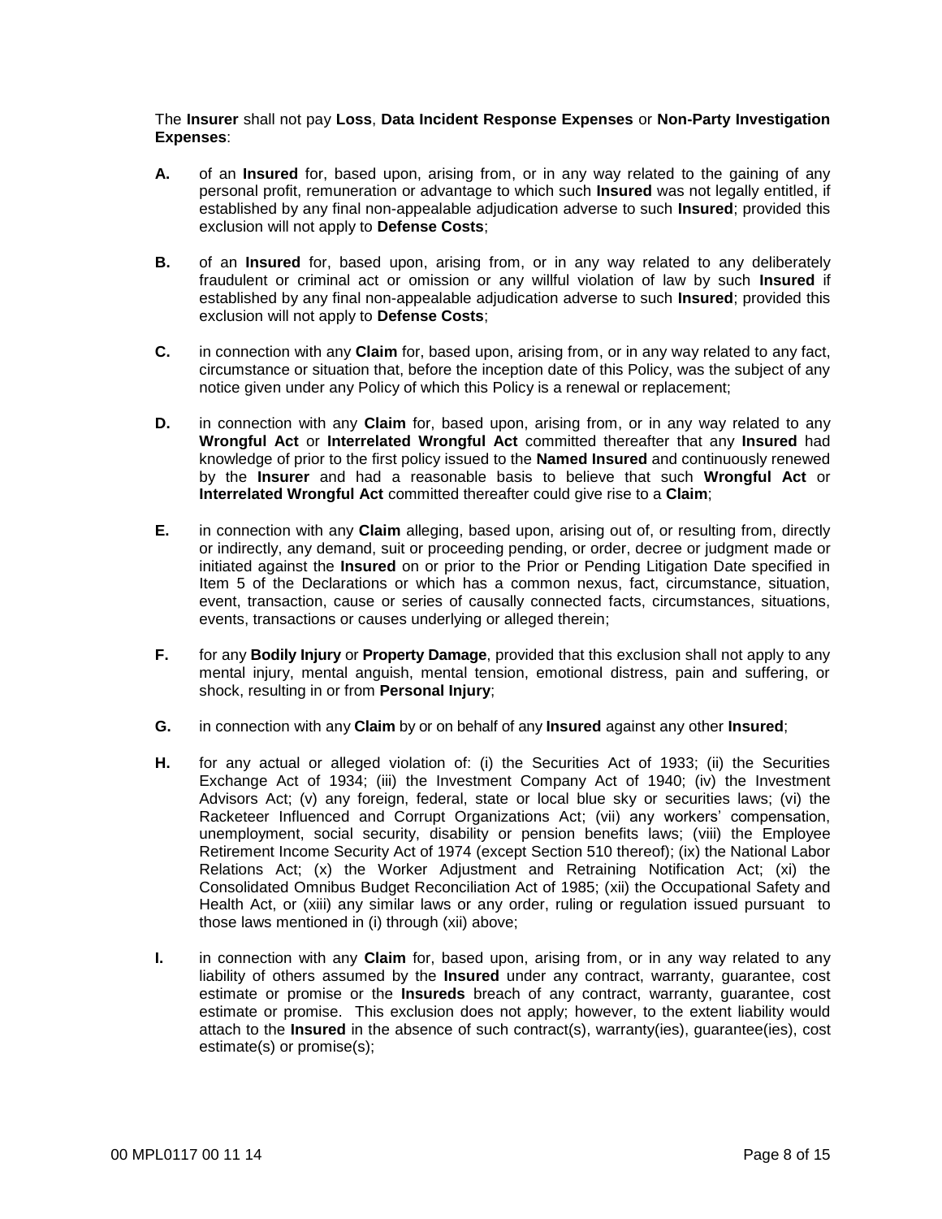The **Insurer** shall not pay **Loss**, **Data Incident Response Expenses** or **Non-Party Investigation Expenses**:

**A.** of an **Insured** for, based upon, arising from, or in any way related to the gaining of any personal profit, remuneration or advantage to which such **Insured** was not legally entitled, if established by any final non-appealable adjudication adverse to such **Insured**; provided this exclusion will not apply to **Defense Costs**;

**B.** of an **Insured** for, based upon, arising from, or in any way related to any deliberately fraudulent or criminal act or omission or any willful violation of law by such **Insured** if established by any final non-appealable adjudication adverse to such **Insured**; provided this exclusion will not apply to **Defense Costs**;

**C.** in connection with any **Claim** for, based upon, arising from, or in any way related to any fact, circumstance or situation that, before the inception date of this Policy, was the subject of any notice given under any Policy of which this Policy is a renewal or replacement;

**D.** in connection with any **Claim** for, based upon, arising from, or in any way related to any **Wrongful Act** or **Interrelated Wrongful Act** committed thereafter that any **Insured** had knowledge of prior to the first policy issued to the **Named Insured** and continuously renewed by the **Insurer** and had a reasonable basis to believe that such **Wrongful Act** or **Interrelated Wrongful Act** committed thereafter could give rise to a **Claim**;

**E.** in connection with any **Claim** alleging, based upon, arising out of, or resulting from, directly or indirectly, any demand, suit or proceeding pending, or order, decree or judgment made or initiated against the **Insured** on or prior to the Prior or Pending Litigation Date specified in Item 5 of the Declarations or which has a common nexus, fact, circumstance, situation, event, transaction, cause or series of causally connected facts, circumstances, situations, events, transactions or causes underlying or alleged therein;

**F.** for any **Bodily Injury** or **Property Damage**, provided that this exclusion shall not apply to any mental injury, mental anguish, mental tension, emotional distress, pain and suffering, or shock, resulting in or from **Personal Injury**;

**G.** in connection with any **Claim** by or on behalf of any **Insured** against any other **Insured**;

**H.** for any actual or alleged violation of: (i) the Securities Act of 1933; (ii) the Securities Exchange Act of 1934; (iii) the Investment Company Act of 1940; (iv) the Investment Advisors Act; (v) any foreign, federal, state or local blue sky or securities laws; (vi) the Racketeer Influenced and Corrupt Organizations Act; (vii) any workers' compensation, unemployment, social security, disability or pension benefits laws; (viii) the Employee Retirement Income Security Act of 1974 (except Section 510 thereof); (ix) the National Labor Relations Act; (x) the Worker Adjustment and Retraining Notification Act; (xi) the Consolidated Omnibus Budget Reconciliation Act of 1985; (xii) the Occupational Safety and Health Act, or (xiii) any similar laws or any order, ruling or regulation issued pursuant to those laws mentioned in (i) through (xii) above;

**I.** in connection with any **Claim** for, based upon, arising from, or in any way related to any liability of others assumed by the **Insured** under any contract, warranty, guarantee, cost estimate or promise or the **Insureds** breach of any contract, warranty, guarantee, cost estimate or promise. This exclusion does not apply; however, to the extent liability would attach to the **Insured** in the absence of such contract(s), warranty(ies), guarantee(ies), cost estimate(s) or promise(s);

00 MPL0117 00 11 14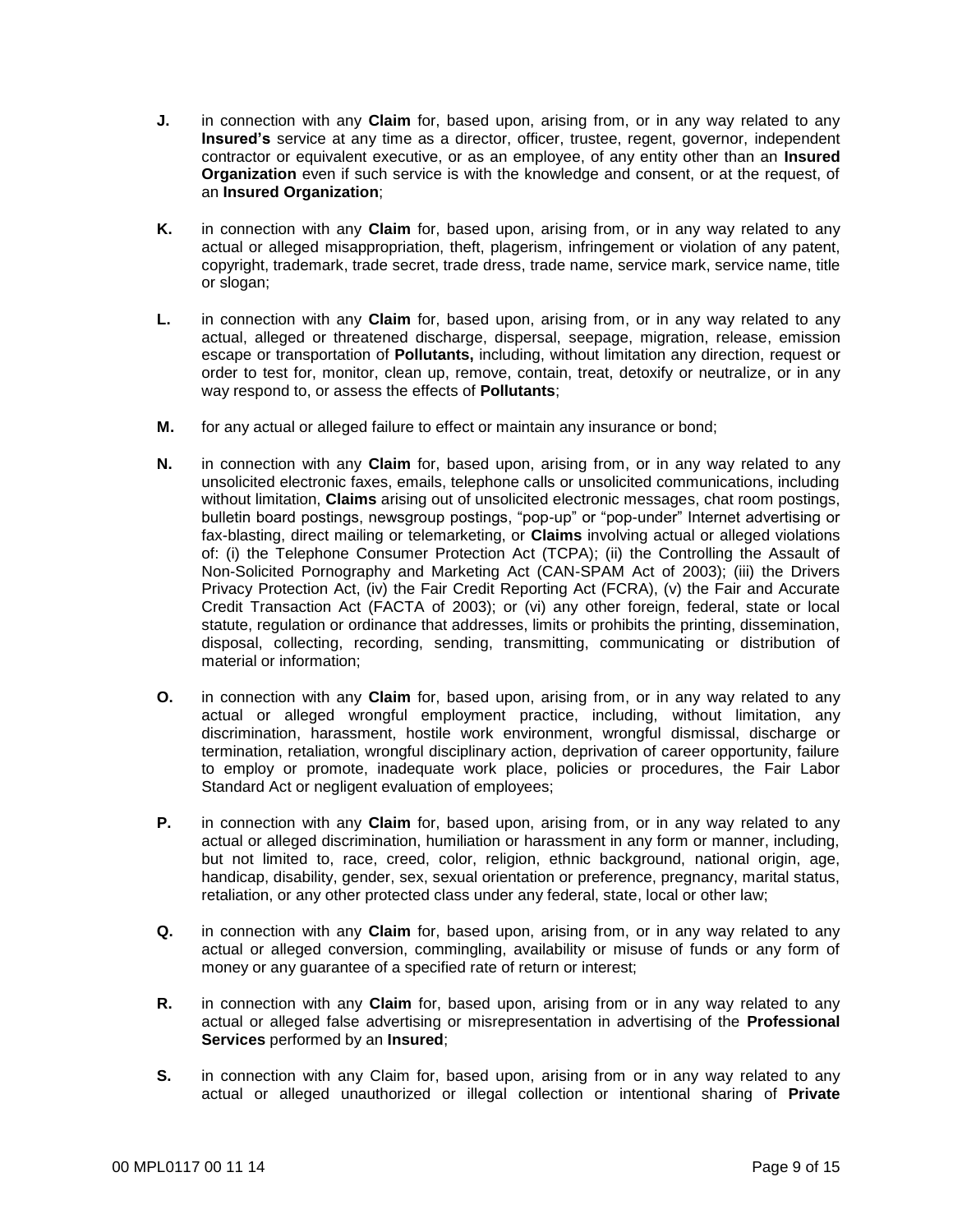**J.** in connection with any **Claim** for, based upon, arising from, or in any way related to any **Insured's** service at any time as a director, officer, trustee, regent, governor, independent contractor or equivalent executive, or as an employee, of any entity other than an **Insured Organization** even if such service is with the knowledge and consent, or at the request, of an **Insured Organization**;

**K.** in connection with any **Claim** for, based upon, arising from, or in any way related to any actual or alleged misappropriation, theft, plagerism, infringement or violation of any patent, copyright, trademark, trade secret, trade dress, trade name, service mark, service name, title or slogan;

**L.** in connection with any **Claim** for, based upon, arising from, or in any way related to any actual, alleged or threatened discharge, dispersal, seepage, migration, release, emission escape or transportation of **Pollutants,** including, without limitation any direction, request or order to test for, monitor, clean up, remove, contain, treat, detoxify or neutralize, or in any way respond to, or assess the effects of **Pollutants**;

**M.** for any actual or alleged failure to effect or maintain any insurance or bond;

**N.** in connection with any **Claim** for, based upon, arising from, or in any way related to any unsolicited electronic faxes, emails, telephone calls or unsolicited communications, including without limitation, **Claims** arising out of unsolicited electronic messages, chat room postings, bulletin board postings, newsgroup postings, "pop-up" or "pop-under" Internet advertising or fax-blasting, direct mailing or telemarketing, or **Claims** involving actual or alleged violations of: (i) the Telephone Consumer Protection Act (TCPA); (ii) the Controlling the Assault of Non-Solicited Pornography and Marketing Act (CAN-SPAM Act of 2003); (iii) the Drivers Privacy Protection Act, (iv) the Fair Credit Reporting Act (FCRA), (v) the Fair and Accurate Credit Transaction Act (FACTA of 2003); or (vi) any other foreign, federal, state or local statute, regulation or ordinance that addresses, limits or prohibits the printing, dissemination, disposal, collecting, recording, sending, transmitting, communicating or distribution of material or information;

**O.** in connection with any **Claim** for, based upon, arising from, or in any way related to any actual or alleged wrongful employment practice, including, without limitation, any discrimination, harassment, hostile work environment, wrongful dismissal, discharge or termination, retaliation, wrongful disciplinary action, deprivation of career opportunity, failure to employ or promote, inadequate work place, policies or procedures, the Fair Labor Standard Act or negligent evaluation of employees;

**P.** in connection with any **Claim** for, based upon, arising from, or in any way related to any actual or alleged discrimination, humiliation or harassment in any form or manner, including, but not limited to, race, creed, color, religion, ethnic background, national origin, age, handicap, disability, gender, sex, sexual orientation or preference, pregnancy, marital status, retaliation, or any other protected class under any federal, state, local or other law;

**Q.** in connection with any **Claim** for, based upon, arising from, or in any way related to any actual or alleged conversion, commingling, availability or misuse of funds or any form of money or any guarantee of a specified rate of return or interest;

**R.** in connection with any **Claim** for, based upon, arising from or in any way related to any actual or alleged false advertising or misrepresentation in advertising of the **Professional Services** performed by an **Insured**;

**S.** in connection with any Claim for, based upon, arising from or in any way related to any actual or alleged unauthorized or illegal collection or intentional sharing of **Private**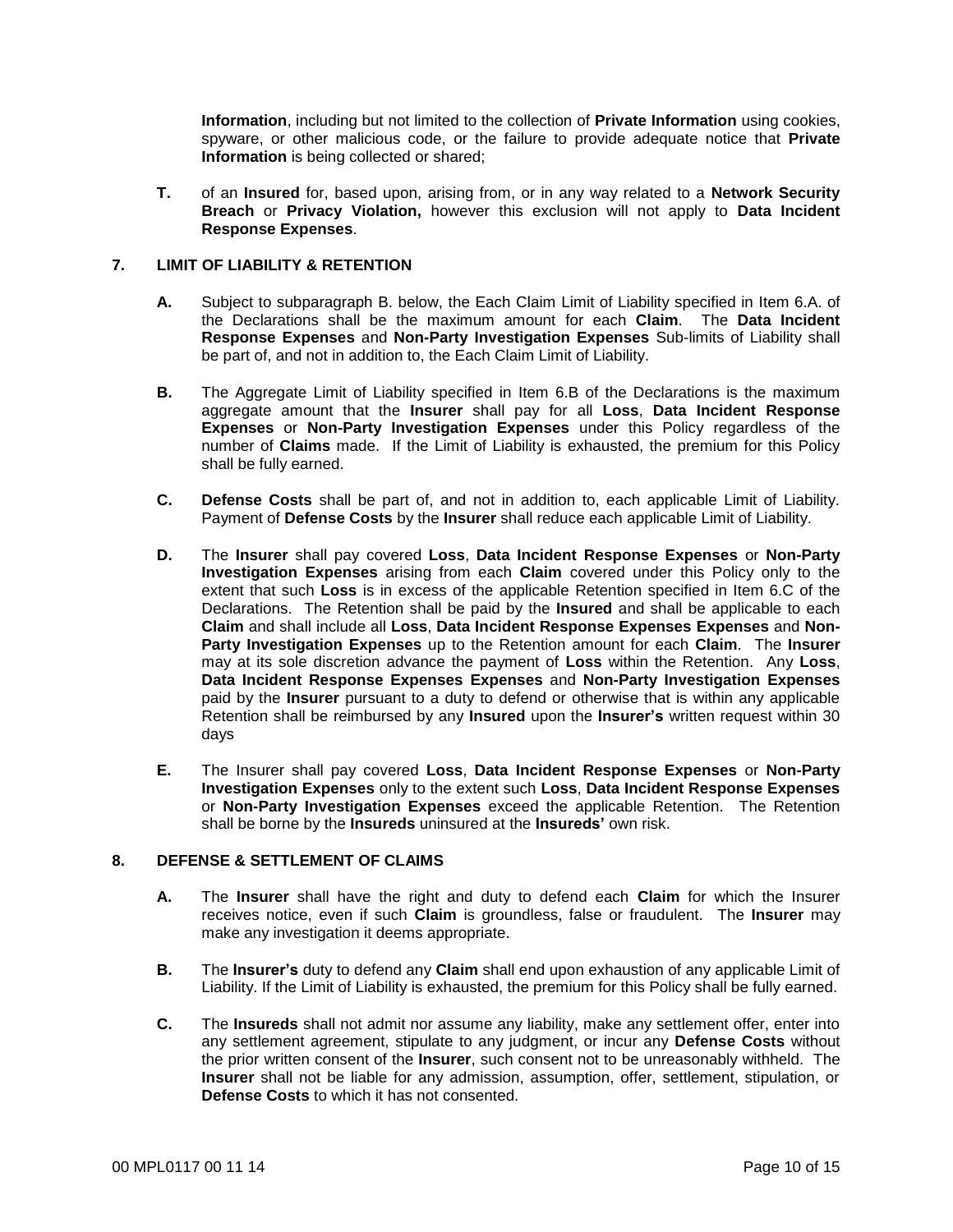**Information**, including but not limited to the collection of **Private Information** using cookies, spyware, or other malicious code, or the failure to provide adequate notice that **Private Information** is being collected or shared;

**T.** of an **Insured** for, based upon, arising from, or in any way related to a **Network Security Breach** or **Privacy Violation,** however this exclusion will not apply to **Data Incident Response Expenses**.

## 7. LIMIT OF LIABILITY & RETENTION

**A.** Subject to subparagraph B. below, the Each Claim Limit of Liability specified in Item 6.A. of the Declarations shall be the maximum amount for each **Claim**. The **Data Incident Response Expenses** and **Non-Party Investigation Expenses** Sub-limits of Liability shall be part of, and not in addition to, the Each Claim Limit of Liability.

**B.** The Aggregate Limit of Liability specified in Item 6.B of the Declarations is the maximum aggregate amount that the **Insurer** shall pay for all **Loss**, **Data Incident Response Expenses** or **Non-Party Investigation Expenses** under this Policy regardless of the number of **Claims** made. If the Limit of Liability is exhausted, the premium for this Policy shall be fully earned.

**C.** **Defense Costs** shall be part of, and not in addition to, each applicable Limit of Liability. Payment of **Defense Costs** by the **Insurer** shall reduce each applicable Limit of Liability.

**D.** The **Insurer** shall pay covered **Loss**, **Data Incident Response Expenses** or **Non-Party Investigation Expenses** arising from each **Claim** covered under this Policy only to the extent that such **Loss** is in excess of the applicable Retention specified in Item 6.C of the Declarations. The Retention shall be paid by the **Insured** and shall be applicable to each **Claim** and shall include all **Loss**, **Data Incident Response Expenses Expenses** and **Non-Party Investigation Expenses** up to the Retention amount for each **Claim**. The **Insurer** may at its sole discretion advance the payment of **Loss** within the Retention. Any **Loss**, **Data Incident Response Expenses Expenses** and **Non-Party Investigation Expenses** paid by the **Insurer** pursuant to a duty to defend or otherwise that is within any applicable Retention shall be reimbursed by any **Insured** upon the **Insurer's** written request within 30 days

**E.** The Insurer shall pay covered **Loss**, **Data Incident Response Expenses** or **Non-Party Investigation Expenses** only to the extent such **Loss**, **Data Incident Response Expenses** or **Non-Party Investigation Expenses** exceed the applicable Retention. The Retention shall be borne by the **Insureds** uninsured at the **Insureds'** own risk.

## 8. DEFENSE & SETTLEMENT OF CLAIMS

**A.** The **Insurer** shall have the right and duty to defend each **Claim** for which the Insurer receives notice, even if such **Claim** is groundless, false or fraudulent. The **Insurer** may make any investigation it deems appropriate.

**B.** The **Insurer's** duty to defend any **Claim** shall end upon exhaustion of any applicable Limit of Liability. If the Limit of Liability is exhausted, the premium for this Policy shall be fully earned.

**C.** The **Insureds** shall not admit nor assume any liability, make any settlement offer, enter into any settlement agreement, stipulate to any judgment, or incur any **Defense Costs** without the prior written consent of the **Insurer**, such consent not to be unreasonably withheld. The **Insurer** shall not be liable for any admission, assumption, offer, settlement, stipulation, or **Defense Costs** to which it has not consented.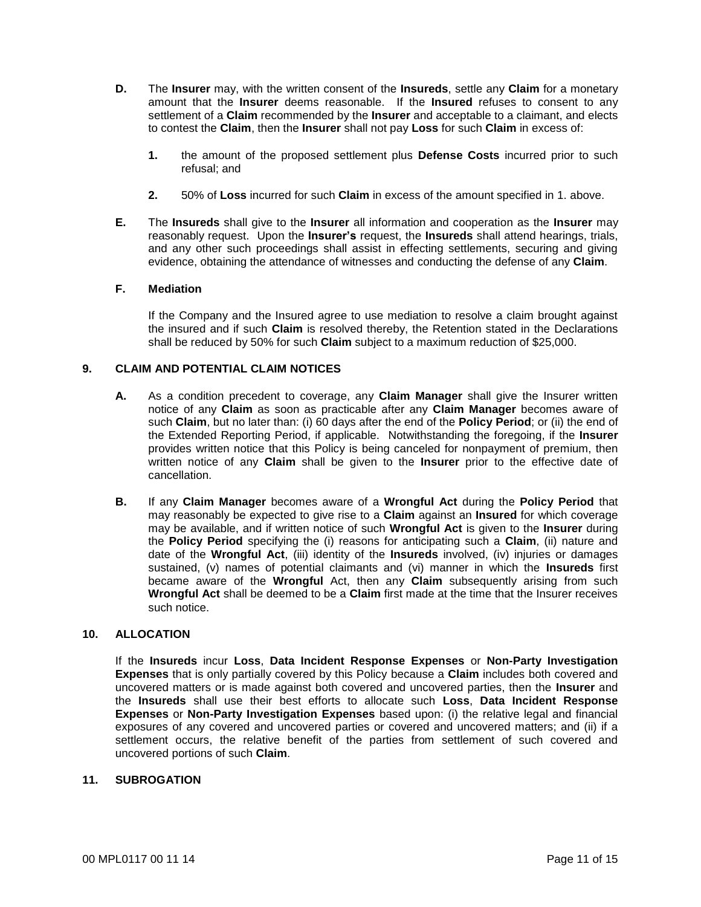**D.** The **Insurer** may, with the written consent of the **Insureds**, settle any **Claim** for a monetary amount that the **Insurer** deems reasonable. If the **Insured** refuses to consent to any settlement of a **Claim** recommended by the **Insurer** and acceptable to a claimant, and elects to contest the **Claim**, then the **Insurer** shall not pay **Loss** for such **Claim** in excess of:

**1.** the amount of the proposed settlement plus **Defense Costs** incurred prior to such refusal; and

**2.** 50% of **Loss** incurred for such **Claim** in excess of the amount specified in 1. above.

**E.** The **Insureds** shall give to the **Insurer** all information and cooperation as the **Insurer** may reasonably request. Upon the **Insurer's** request, the **Insureds** shall attend hearings, trials, and any other such proceedings shall assist in effecting settlements, securing and giving evidence, obtaining the attendance of witnesses and conducting the defense of any **Claim**.

**F. Mediation**

If the Company and the Insured agree to use mediation to resolve a claim brought against the insured and if such **Claim** is resolved thereby, the Retention stated in the Declarations shall be reduced by 50% for such **Claim** subject to a maximum reduction of $25,000.

## 9. CLAIM AND POTENTIAL CLAIM NOTICES

**A.** As a condition precedent to coverage, any **Claim Manager** shall give the Insurer written notice of any **Claim** as soon as practicable after any **Claim Manager** becomes aware of such **Claim**, but no later than: (i) 60 days after the end of the **Policy Period**; or (ii) the end of the Extended Reporting Period, if applicable. Notwithstanding the foregoing, if the **Insurer** provides written notice that this Policy is being canceled for nonpayment of premium, then written notice of any **Claim** shall be given to the **Insurer** prior to the effective date of cancellation.

**B.** If any **Claim Manager** becomes aware of a **Wrongful Act** during the **Policy Period** that may reasonably be expected to give rise to a **Claim** against an **Insured** for which coverage may be available, and if written notice of such **Wrongful Act** is given to the **Insurer** during the **Policy Period** specifying the (i) reasons for anticipating such a **Claim**, (ii) nature and date of the **Wrongful Act**, (iii) identity of the **Insureds** involved, (iv) injuries or damages sustained, (v) names of potential claimants and (vi) manner in which the **Insureds** first became aware of the **Wrongful** Act, then any **Claim** subsequently arising from such **Wrongful Act** shall be deemed to be a **Claim** first made at the time that the Insurer receives such notice.

## 10. ALLOCATION

If the **Insureds** incur **Loss**, **Data Incident Response Expenses** or **Non-Party Investigation Expenses** that is only partially covered by this Policy because a **Claim** includes both covered and uncovered matters or is made against both covered and uncovered parties, then the **Insurer** and the **Insureds** shall use their best efforts to allocate such **Loss**, **Data Incident Response Expenses** or **Non-Party Investigation Expenses** based upon: (i) the relative legal and financial exposures of any covered and uncovered parties or covered and uncovered matters; and (ii) if a settlement occurs, the relative benefit of the parties from settlement of such covered and uncovered portions of such **Claim**.

## 11. SUBROGATION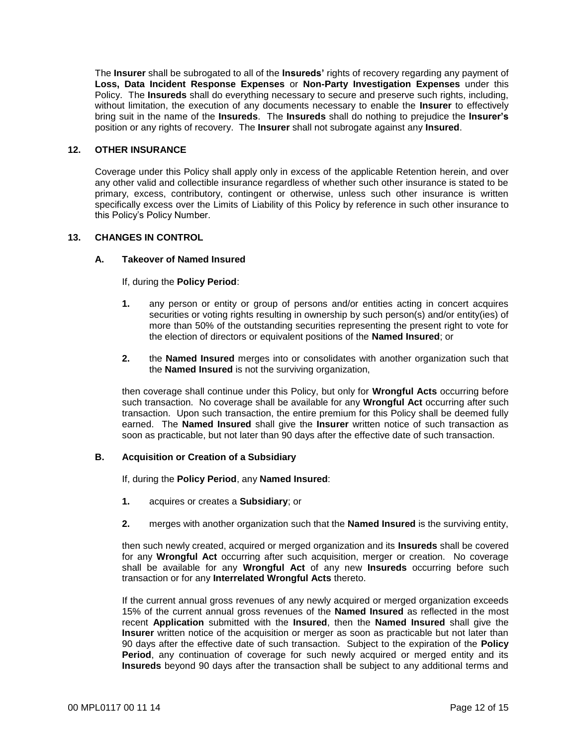The **Insurer** shall be subrogated to all of the **Insureds'** rights of recovery regarding any payment of **Loss, Data Incident Response Expenses** or **Non-Party Investigation Expenses** under this Policy. The **Insureds** shall do everything necessary to secure and preserve such rights, including, without limitation, the execution of any documents necessary to enable the **Insurer** to effectively bring suit in the name of the **Insureds**. The **Insureds** shall do nothing to prejudice the **Insurer's** position or any rights of recovery. The **Insurer** shall not subrogate against any **Insured**.

## 12. OTHER INSURANCE

Coverage under this Policy shall apply only in excess of the applicable Retention herein, and over any other valid and collectible insurance regardless of whether such other insurance is stated to be primary, excess, contributory, contingent or otherwise, unless such other insurance is written specifically excess over the Limits of Liability of this Policy by reference in such other insurance to this Policy's Policy Number.

## 13. CHANGES IN CONTROL

### A. Takeover of Named Insured

If, during the **Policy Period**:

1. any person or entity or group of persons and/or entities acting in concert acquires securities or voting rights resulting in ownership by such person(s) and/or entity(ies) of more than 50% of the outstanding securities representing the present right to vote for the election of directors or equivalent positions of the **Named Insured**; or

2. the **Named Insured** merges into or consolidates with another organization such that the **Named Insured** is not the surviving organization,

then coverage shall continue under this Policy, but only for **Wrongful Acts** occurring before such transaction. No coverage shall be available for any **Wrongful Act** occurring after such transaction. Upon such transaction, the entire premium for this Policy shall be deemed fully earned. The **Named Insured** shall give the **Insurer** written notice of such transaction as soon as practicable, but not later than 90 days after the effective date of such transaction.

### B. Acquisition or Creation of a Subsidiary

If, during the **Policy Period**, any **Named Insured**:

1. acquires or creates a **Subsidiary**; or

2. merges with another organization such that the **Named Insured** is the surviving entity,

then such newly created, acquired or merged organization and its **Insureds** shall be covered for any **Wrongful Act** occurring after such acquisition, merger or creation. No coverage shall be available for any **Wrongful Act** of any new **Insureds** occurring before such transaction or for any **Interrelated Wrongful Acts** thereto.

If the current annual gross revenues of any newly acquired or merged organization exceeds 15% of the current annual gross revenues of the **Named Insured** as reflected in the most recent **Application** submitted with the **Insured**, then the **Named Insured** shall give the **Insurer** written notice of the acquisition or merger as soon as practicable but not later than 90 days after the effective date of such transaction. Subject to the expiration of the **Policy Period**, any continuation of coverage for such newly acquired or merged entity and its **Insureds** beyond 90 days after the transaction shall be subject to any additional terms and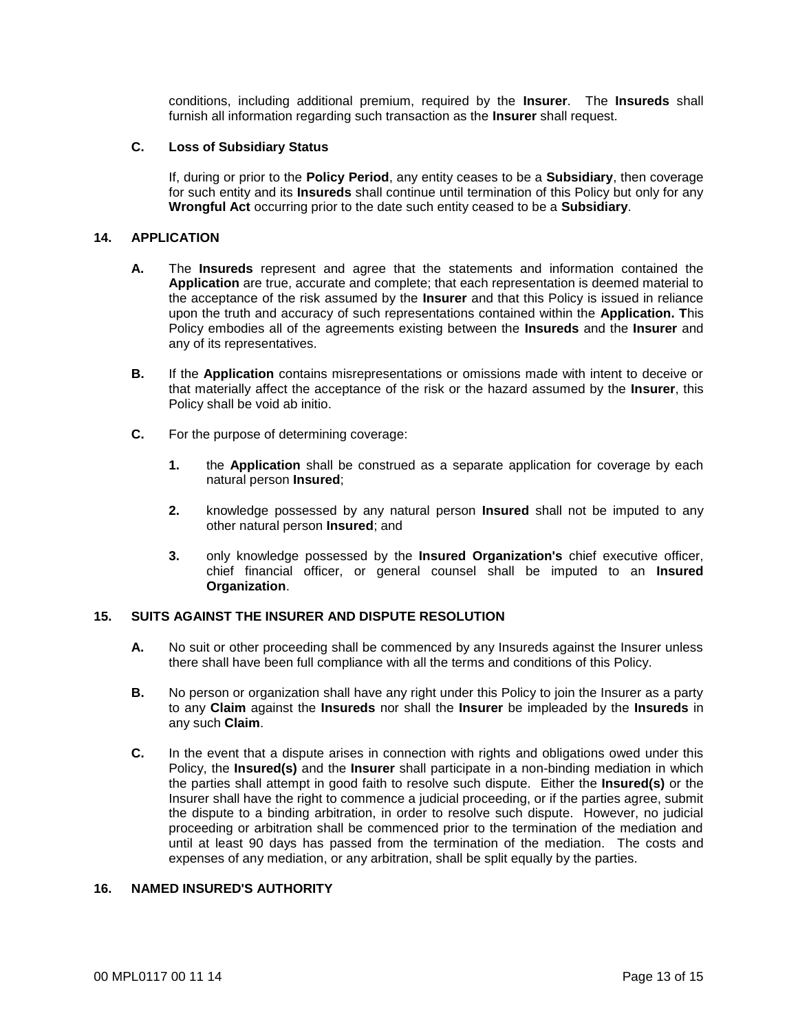conditions, including additional premium, required by the **Insurer**. The **Insureds** shall furnish all information regarding such transaction as the **Insurer** shall request.

**C. Loss of Subsidiary Status**

If, during or prior to the **Policy Period**, any entity ceases to be a **Subsidiary**, then coverage for such entity and its **Insureds** shall continue until termination of this Policy but only for any **Wrongful Act** occurring prior to the date such entity ceased to be a **Subsidiary**.

## 14. APPLICATION

**A.** The **Insureds** represent and agree that the statements and information contained the **Application** are true, accurate and complete; that each representation is deemed material to the acceptance of the risk assumed by the **Insurer** and that this Policy is issued in reliance upon the truth and accuracy of such representations contained within the **Application. T**his Policy embodies all of the agreements existing between the **Insureds** and the **Insurer** and any of its representatives.

**B.** If the **Application** contains misrepresentations or omissions made with intent to deceive or that materially affect the acceptance of the risk or the hazard assumed by the **Insurer**, this Policy shall be void ab initio.

**C.** For the purpose of determining coverage:

**1.** the **Application** shall be construed as a separate application for coverage by each natural person **Insured**;

**2.** knowledge possessed by any natural person **Insured** shall not be imputed to any other natural person **Insured**; and

**3.** only knowledge possessed by the **Insured Organization's** chief executive officer, chief financial officer, or general counsel shall be imputed to an **Insured Organization**.

## 15. SUITS AGAINST THE INSURER AND DISPUTE RESOLUTION

**A.** No suit or other proceeding shall be commenced by any Insureds against the Insurer unless there shall have been full compliance with all the terms and conditions of this Policy.

**B.** No person or organization shall have any right under this Policy to join the Insurer as a party to any **Claim** against the **Insureds** nor shall the **Insurer** be impleaded by the **Insureds** in any such **Claim**.

**C.** In the event that a dispute arises in connection with rights and obligations owed under this Policy, the **Insured(s)** and the **Insurer** shall participate in a non-binding mediation in which the parties shall attempt in good faith to resolve such dispute. Either the **Insured(s)** or the Insurer shall have the right to commence a judicial proceeding, or if the parties agree, submit the dispute to a binding arbitration, in order to resolve such dispute. However, no judicial proceeding or arbitration shall be commenced prior to the termination of the mediation and until at least 90 days has passed from the termination of the mediation. The costs and expenses of any mediation, or any arbitration, shall be split equally by the parties.

## 16. NAMED INSURED'S AUTHORITY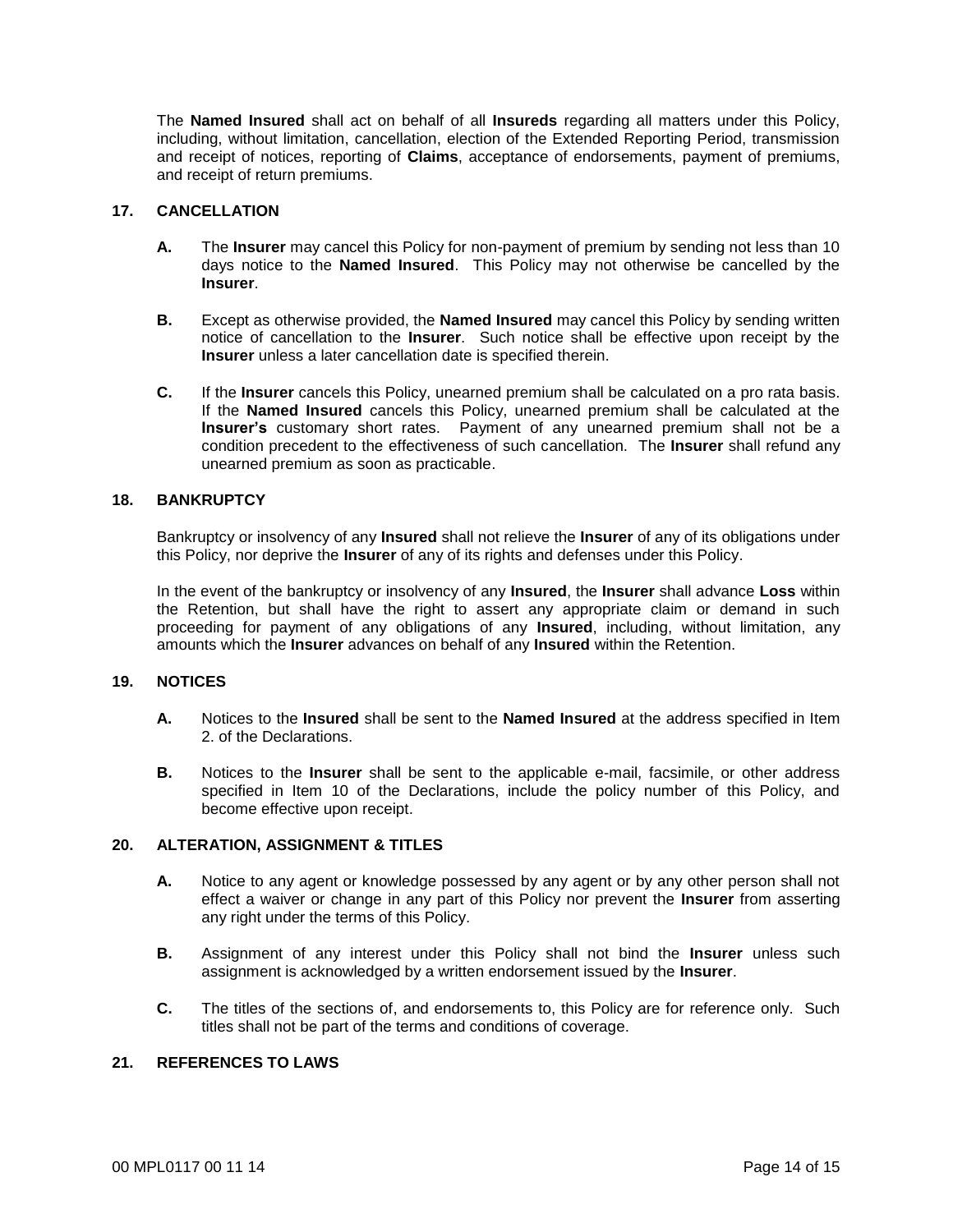The **Named Insured** shall act on behalf of all **Insureds** regarding all matters under this Policy, including, without limitation, cancellation, election of the Extended Reporting Period, transmission and receipt of notices, reporting of **Claims**, acceptance of endorsements, payment of premiums, and receipt of return premiums.

## 17. CANCELLATION

**A.** The **Insurer** may cancel this Policy for non-payment of premium by sending not less than 10 days notice to the **Named Insured**. This Policy may not otherwise be cancelled by the **Insurer**.

**B.** Except as otherwise provided, the **Named Insured** may cancel this Policy by sending written notice of cancellation to the **Insurer**. Such notice shall be effective upon receipt by the **Insurer** unless a later cancellation date is specified therein.

**C.** If the **Insurer** cancels this Policy, unearned premium shall be calculated on a pro rata basis. If the **Named Insured** cancels this Policy, unearned premium shall be calculated at the **Insurer's** customary short rates. Payment of any unearned premium shall not be a condition precedent to the effectiveness of such cancellation. The **Insurer** shall refund any unearned premium as soon as practicable.

## 18. BANKRUPTCY

Bankruptcy or insolvency of any **Insured** shall not relieve the **Insurer** of any of its obligations under this Policy, nor deprive the **Insurer** of any of its rights and defenses under this Policy.

In the event of the bankruptcy or insolvency of any **Insured**, the **Insurer** shall advance **Loss** within the Retention, but shall have the right to assert any appropriate claim or demand in such proceeding for payment of any obligations of any **Insured**, including, without limitation, any amounts which the **Insurer** advances on behalf of any **Insured** within the Retention.

## 19. NOTICES

**A.** Notices to the **Insured** shall be sent to the **Named Insured** at the address specified in Item 2. of the Declarations.

**B.** Notices to the **Insurer** shall be sent to the applicable e-mail, facsimile, or other address specified in Item 10 of the Declarations, include the policy number of this Policy, and become effective upon receipt.

## 20. ALTERATION, ASSIGNMENT & TITLES

**A.** Notice to any agent or knowledge possessed by any agent or by any other person shall not effect a waiver or change in any part of this Policy nor prevent the **Insurer** from asserting any right under the terms of this Policy.

**B.** Assignment of any interest under this Policy shall not bind the **Insurer** unless such assignment is acknowledged by a written endorsement issued by the **Insurer**.

**C.** The titles of the sections of, and endorsements to, this Policy are for reference only. Such titles shall not be part of the terms and conditions of coverage.

## 21. REFERENCES TO LAWS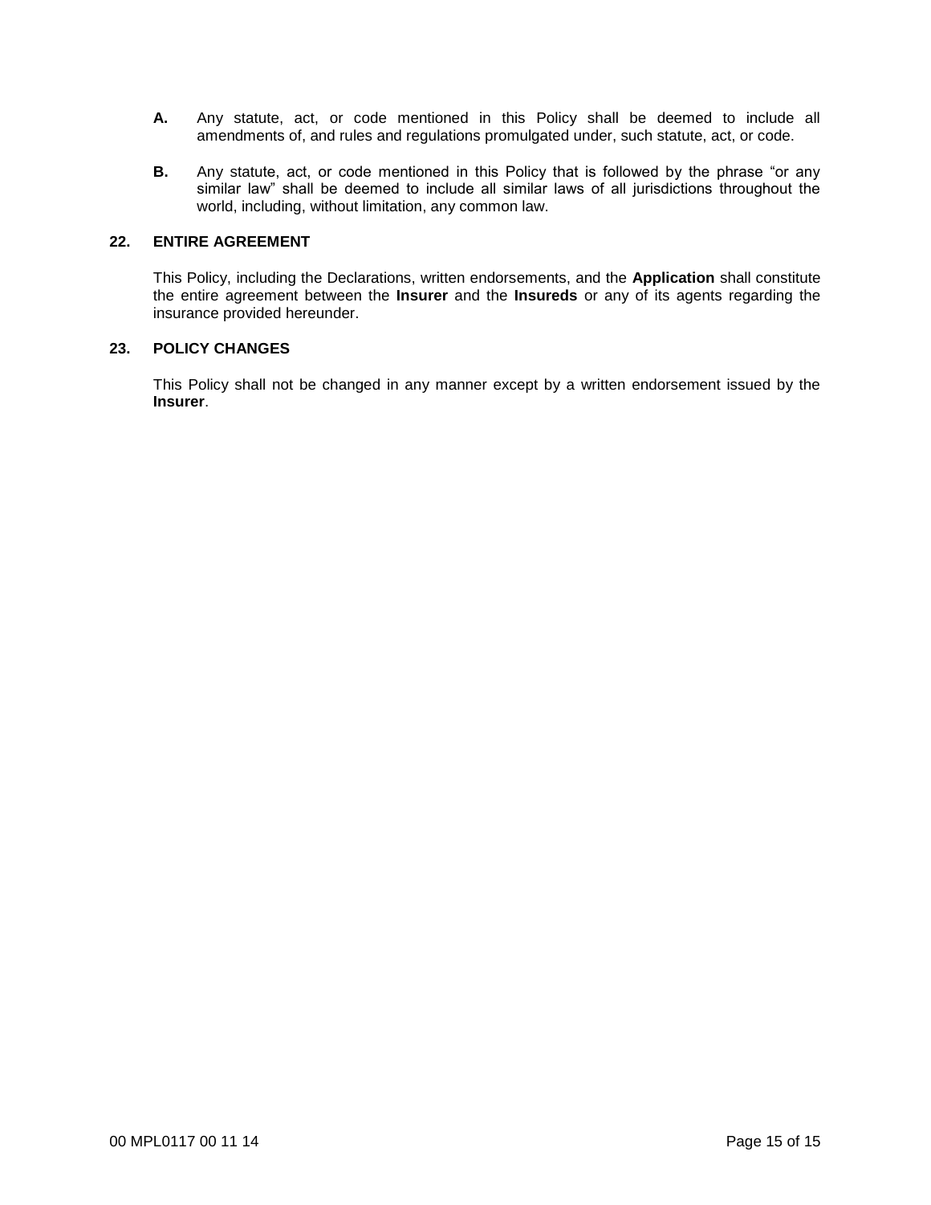**A.** Any statute, act, or code mentioned in this Policy shall be deemed to include all amendments of, and rules and regulations promulgated under, such statute, act, or code.

**B.** Any statute, act, or code mentioned in this Policy that is followed by the phrase "or any similar law" shall be deemed to include all similar laws of all jurisdictions throughout the world, including, without limitation, any common law.

## 22. ENTIRE AGREEMENT

This Policy, including the Declarations, written endorsements, and the **Application** shall constitute the entire agreement between the **Insurer** and the **Insureds** or any of its agents regarding the insurance provided hereunder.

## 23. POLICY CHANGES

This Policy shall not be changed in any manner except by a written endorsement issued by the **Insurer**.